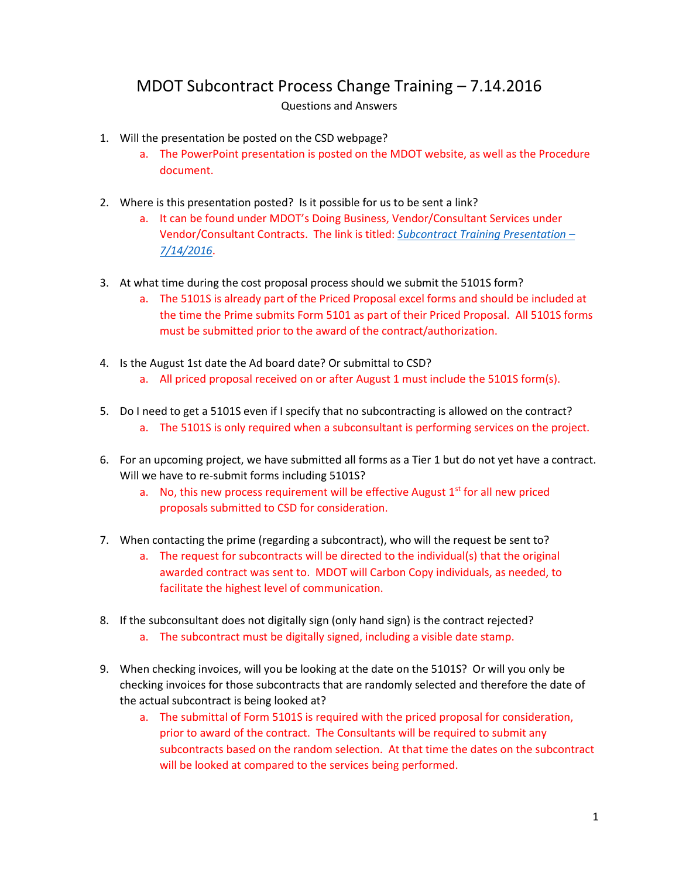# MDOT Subcontract Process Change Training – 7.14.2016

Questions and Answers

1. Will the presentation be posted on the CSD webpage?
    a. The PowerPoint presentation is posted on the MDOT website, as well as the Procedure document.

2. Where is this presentation posted? Is it possible for us to be sent a link?
    a. It can be found under MDOT's Doing Business, Vendor/Consultant Services under Vendor/Consultant Contracts. The link is titled: *Subcontract Training Presentation – 7/14/2016*.

3. At what time during the cost proposal process should we submit the 5101S form?
    a. The 5101S is already part of the Priced Proposal excel forms and should be included at the time the Prime submits Form 5101 as part of their Priced Proposal. All 5101S forms must be submitted prior to the award of the contract/authorization.

4. Is the August 1st date the Ad board date? Or submittal to CSD?
    a. All priced proposal received on or after August 1 must include the 5101S form(s).

5. Do I need to get a 5101S even if I specify that no subcontracting is allowed on the contract?
    a. The 5101S is only required when a subconsultant is performing services on the project.

6. For an upcoming project, we have submitted all forms as a Tier 1 but do not yet have a contract. Will we have to re-submit forms including 5101S?
    a. No, this new process requirement will be effective August 1st for all new priced proposals submitted to CSD for consideration.

7. When contacting the prime (regarding a subcontract), who will the request be sent to?
    a. The request for subcontracts will be directed to the individual(s) that the original awarded contract was sent to. MDOT will Carbon Copy individuals, as needed, to facilitate the highest level of communication.

8. If the subconsultant does not digitally sign (only hand sign) is the contract rejected?
    a. The subcontract must be digitally signed, including a visible date stamp.

9. When checking invoices, will you be looking at the date on the 5101S? Or will you only be checking invoices for those subcontracts that are randomly selected and therefore the date of the actual subcontract is being looked at?
    a. The submittal of Form 5101S is required with the priced proposal for consideration, prior to award of the contract. The Consultants will be required to submit any subcontracts based on the random selection. At that time the dates on the subcontract will be looked at compared to the services being performed.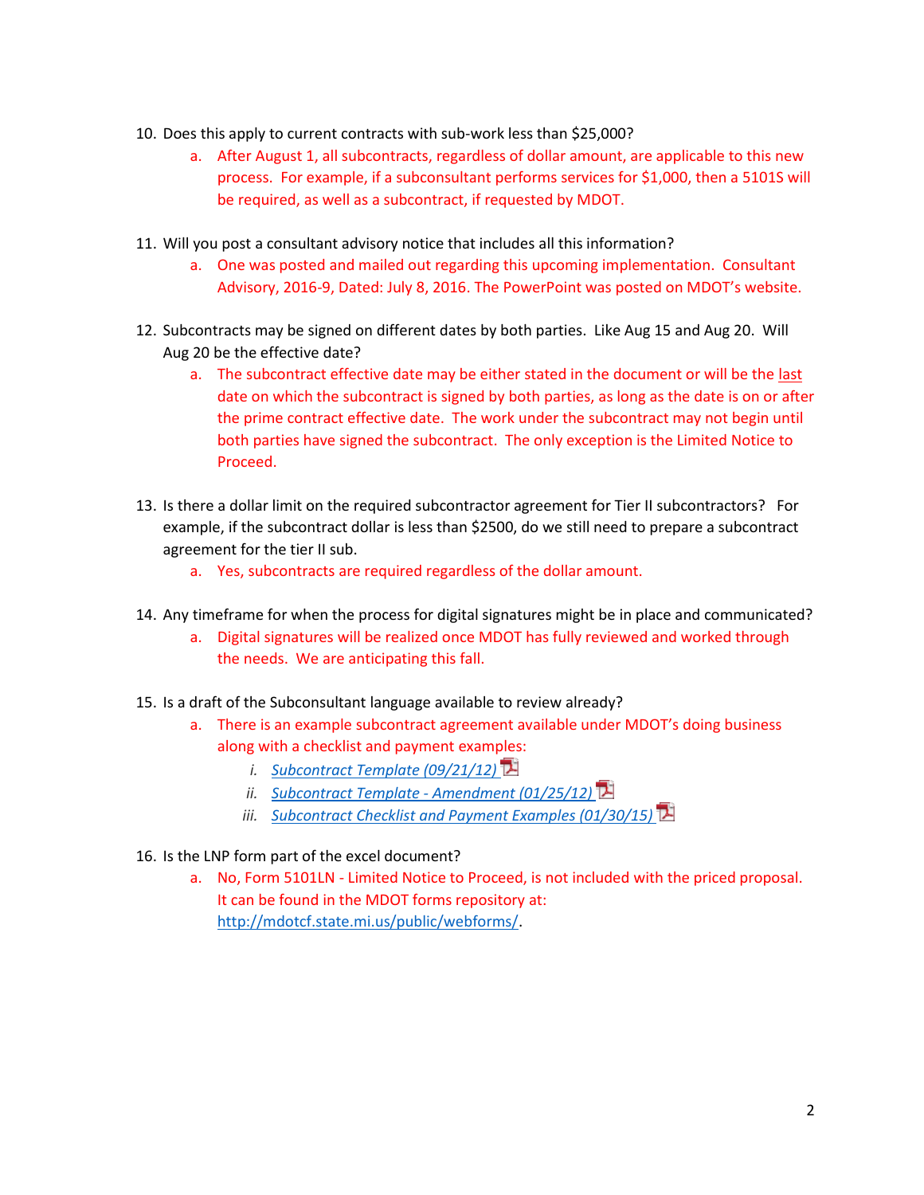10. Does this apply to current contracts with sub-work less than $25,000?
    a. After August 1, all subcontracts, regardless of dollar amount, are applicable to this new process. For example, if a subconsultant performs services for $1,000, then a 5101S will be required, as well as a subcontract, if requested by MDOT.

11. Will you post a consultant advisory notice that includes all this information?
    a. One was posted and mailed out regarding this upcoming implementation. Consultant Advisory, 2016-9, Dated: July 8, 2016. The PowerPoint was posted on MDOT's website.

12. Subcontracts may be signed on different dates by both parties. Like Aug 15 and Aug 20. Will Aug 20 be the effective date?
    a. The subcontract effective date may be either stated in the document or will be the last date on which the subcontract is signed by both parties, as long as the date is on or after the prime contract effective date. The work under the subcontract may not begin until both parties have signed the subcontract. The only exception is the Limited Notice to Proceed.

13. Is there a dollar limit on the required subcontractor agreement for Tier II subcontractors? For example, if the subcontract dollar is less than $2500, do we still need to prepare a subcontract agreement for the tier II sub.
    a. Yes, subcontracts are required regardless of the dollar amount.

14. Any timeframe for when the process for digital signatures might be in place and communicated?
    a. Digital signatures will be realized once MDOT has fully reviewed and worked through the needs. We are anticipating this fall.

15. Is a draft of the Subconsultant language available to review already?
    a. There is an example subcontract agreement available under MDOT's doing business along with a checklist and payment examples:
        i. *Subcontract Template (09/21/12)*
        ii. *Subcontract Template - Amendment (01/25/12)*
        iii. *Subcontract Checklist and Payment Examples (01/30/15)*

16. Is the LNP form part of the excel document?
    a. No, Form 5101LN - Limited Notice to Proceed, is not included with the priced proposal. It can be found in the MDOT forms repository at: http://mdotcf.state.mi.us/public/webforms/.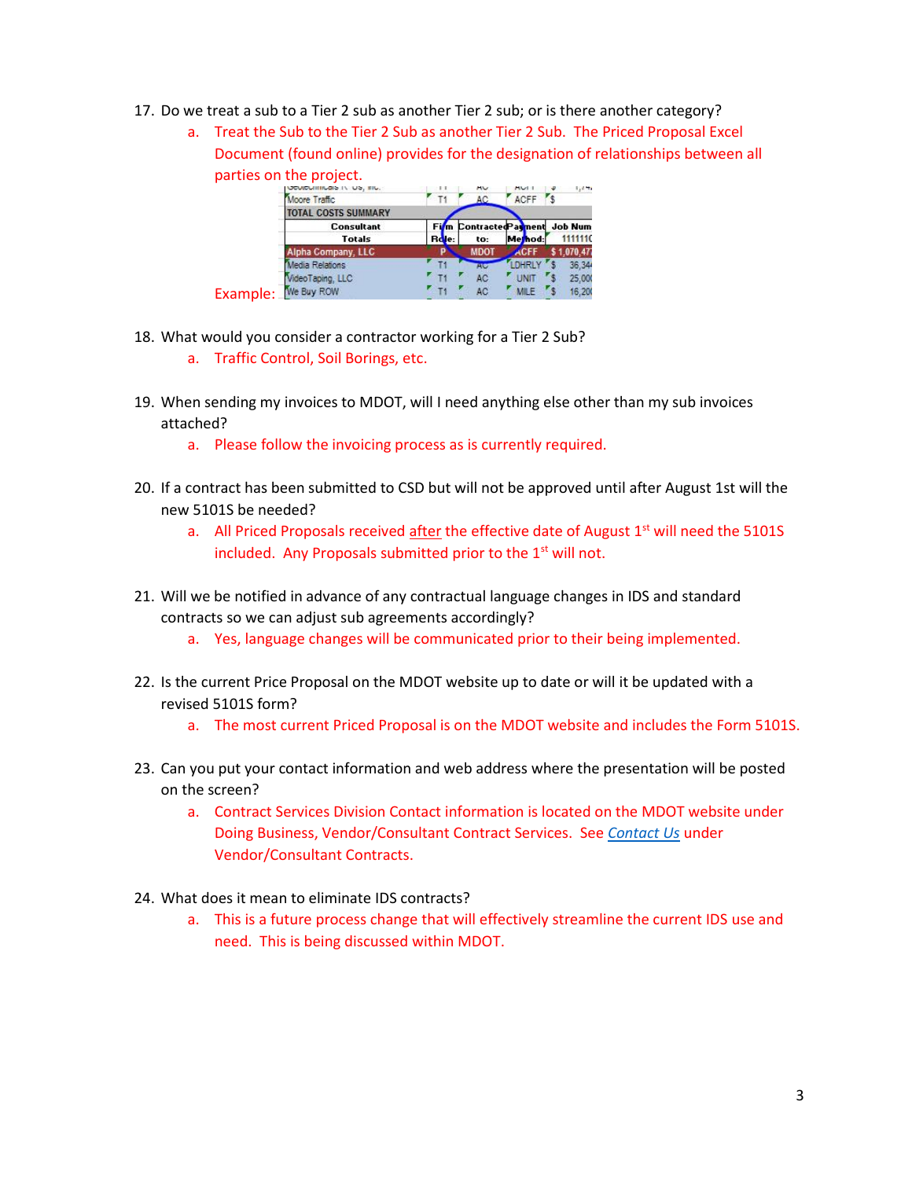17. Do we treat a sub to a Tier 2 sub as another Tier 2 sub; or is there another category?
    a. Treat the Sub to the Tier 2 Sub as another Tier 2 Sub. The Priced Proposal Excel Document (found online) provides for the designation of relationships between all parties on the project.

Example:

| Consultant | Firm Role: | Contracted to: | Payment Method: | Job Num |
|---|---|---|---|---|
| Moore Traffic | T1 | AC | ACFF | $ |
| TOTAL COSTS SUMMARY | | | | |
| Totals | | | | 1111110 |
| Alpha Company, LLC | P | MDOT | ACFF | $ 1,070,47 |
| Media Relations | T1 | AC | LDHRLY | $ 36,34 |
| VideoTaping, LLC | T1 | AC | UNIT | $ 25,00 |
| We Buy ROW | T1 | AC | MILE | $ 16,20 |

18. What would you consider a contractor working for a Tier 2 Sub?
    a. Traffic Control, Soil Borings, etc.

19. When sending my invoices to MDOT, will I need anything else other than my sub invoices attached?
    a. Please follow the invoicing process as is currently required.

20. If a contract has been submitted to CSD but will not be approved until after August 1st will the new 5101S be needed?
    a. All Priced Proposals received after the effective date of August 1st will need the 5101S included. Any Proposals submitted prior to the 1st will not.

21. Will we be notified in advance of any contractual language changes in IDS and standard contracts so we can adjust sub agreements accordingly?
    a. Yes, language changes will be communicated prior to their being implemented.

22. Is the current Price Proposal on the MDOT website up to date or will it be updated with a revised 5101S form?
    a. The most current Priced Proposal is on the MDOT website and includes the Form 5101S.

23. Can you put your contact information and web address where the presentation will be posted on the screen?
    a. Contract Services Division Contact information is located on the MDOT website under Doing Business, Vendor/Consultant Contract Services. See *Contact Us* under Vendor/Consultant Contracts.

24. What does it mean to eliminate IDS contracts?
    a. This is a future process change that will effectively streamline the current IDS use and need. This is being discussed within MDOT.